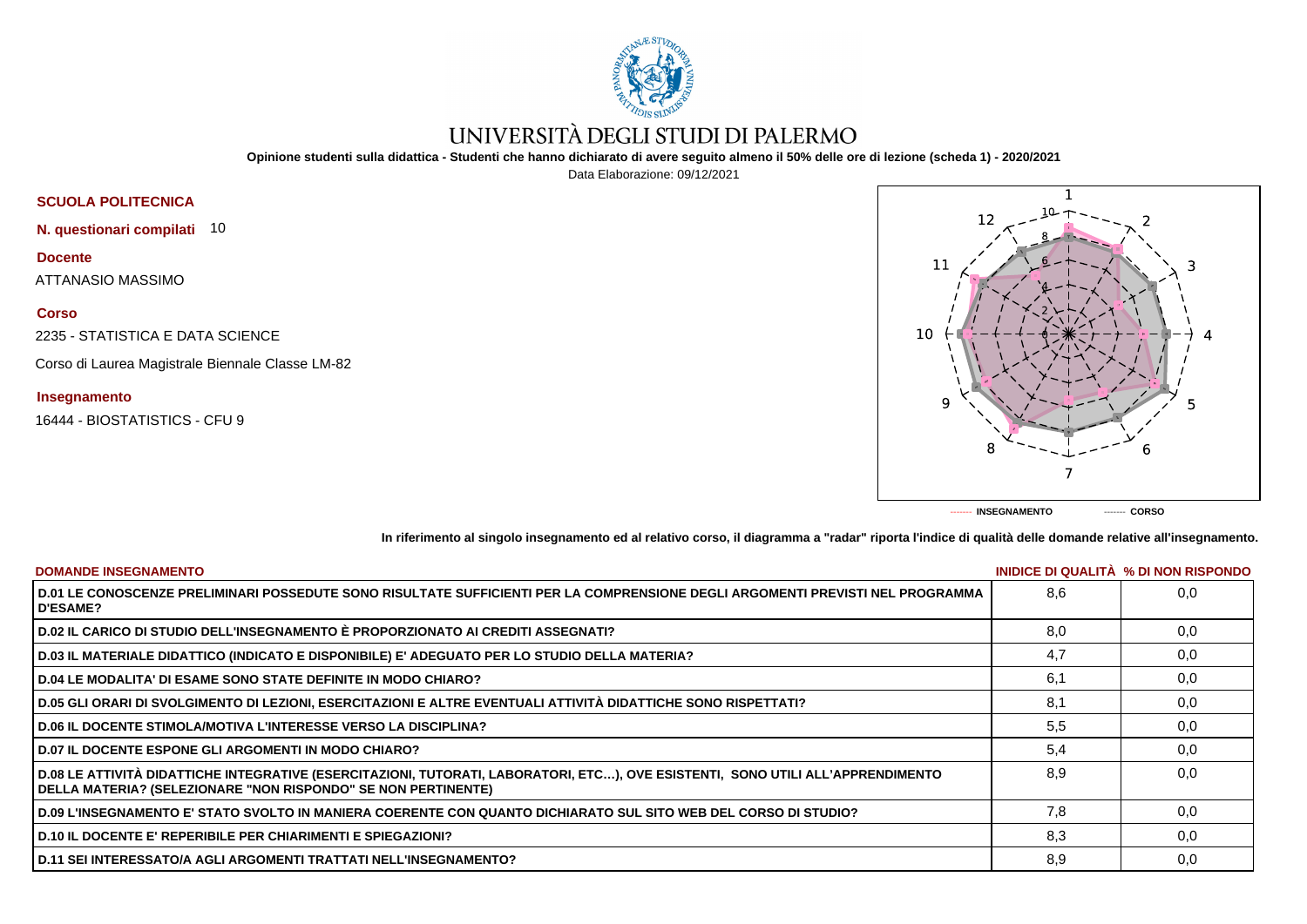# UNIVERSITÀ DEGLI STUDI DI PALERMO

**Opinione studenti sulla didattica - Studenti che hanno dichiarato di avere seguito almeno il 50% delle ore di lezione (scheda 1) - 2020/2021**

Data Elaborazione: 09/12/2021

**SCUOLA POLITECNICA**

**N. questionari compilati** 10

**Docente**

ATTANASIO MASSIMO

**Corso**

2235 - STATISTICA E DATA SCIENCE

Corso di Laurea Magistrale Biennale Classe LM-82

**Insegnamento**

16444 - BIOSTATISTICS - CFU 9

------- INSEGNAMENTO ------- CORSO

**In riferimento al singolo insegnamento ed al relativo corso, il diagramma a "radar" riporta l'indice di qualità delle domande relative all'insegnamento.**

| DOMANDE INSEGNAMENTO | INIDICE DI QUALITÀ | % DI NON RISPONDO |
|---|---|---|
| D.01 LE CONOSCENZE PRELIMINARI POSSEDUTE SONO RISULTATE SUFFICIENTI PER LA COMPRENSIONE DEGLI ARGOMENTI PREVISTI NEL PROGRAMMA D'ESAME? | 8,6 | 0,0 |
| D.02 IL CARICO DI STUDIO DELL'INSEGNAMENTO È PROPORZIONATO AI CREDITI ASSEGNATI? | 8,0 | 0,0 |
| D.03 IL MATERIALE DIDATTICO (INDICATO E DISPONIBILE) E' ADEGUATO PER LO STUDIO DELLA MATERIA? | 4,7 | 0,0 |
| D.04 LE MODALITA' DI ESAME SONO STATE DEFINITE IN MODO CHIARO? | 6,1 | 0,0 |
| D.05 GLI ORARI DI SVOLGIMENTO DI LEZIONI, ESERCITAZIONI E ALTRE EVENTUALI ATTIVITÀ DIDATTICHE SONO RISPETTATI? | 8,1 | 0,0 |
| D.06 IL DOCENTE STIMOLA/MOTIVA L'INTERESSE VERSO LA DISCIPLINA? | 5,5 | 0,0 |
| D.07 IL DOCENTE ESPONE GLI ARGOMENTI IN MODO CHIARO? | 5,4 | 0,0 |
| D.08 LE ATTIVITÀ DIDATTICHE INTEGRATIVE (ESERCITAZIONI, TUTORATI, LABORATORI, ETC…), OVE ESISTENTI, SONO UTILI ALL'APPRENDIMENTO DELLA MATERIA? (SELEZIONARE "NON RISPONDO" SE NON PERTINENTE) | 8,9 | 0,0 |
| D.09 L'INSEGNAMENTO E' STATO SVOLTO IN MANIERA COERENTE CON QUANTO DICHIARATO SUL SITO WEB DEL CORSO DI STUDIO? | 7,8 | 0,0 |
| D.10 IL DOCENTE E' REPERIBILE PER CHIARIMENTI E SPIEGAZIONI? | 8,3 | 0,0 |
| D.11 SEI INTERESSATO/A AGLI ARGOMENTI TRATTATI NELL'INSEGNAMENTO? | 8,9 | 0,0 |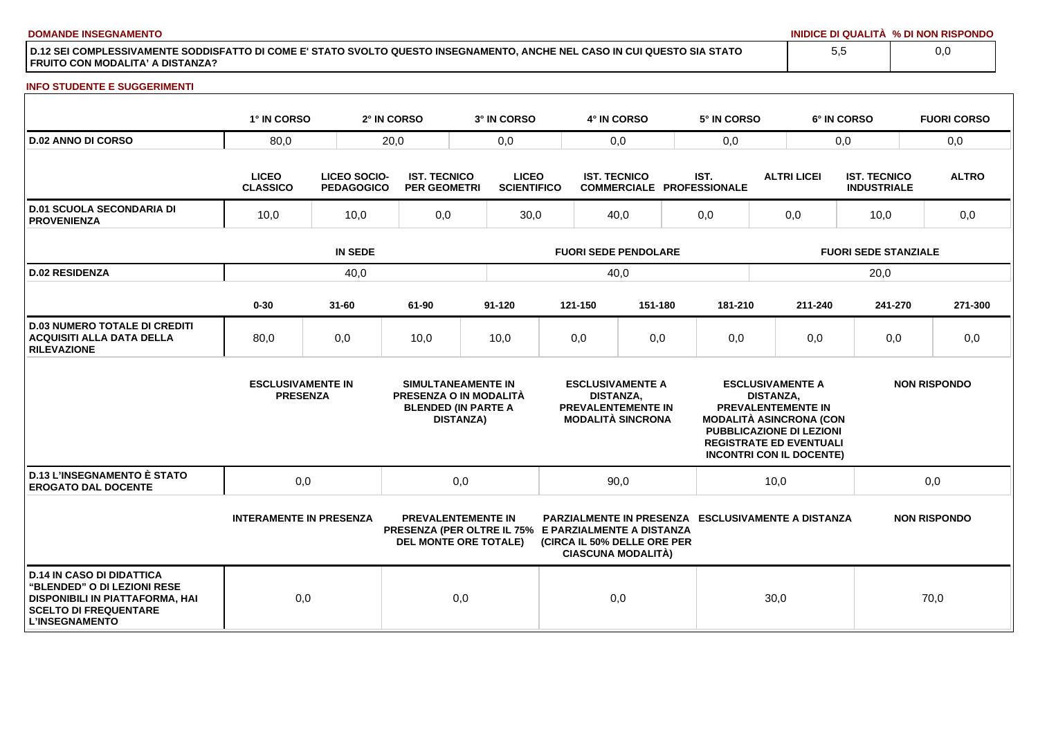**DOMANDE INSEGNAMENTO**

| | INIDICE DI QUALITÀ | % DI NON RISPONDO |
|---|---|---|
| D.12 SEI COMPLESSIVAMENTE SODDISFATTO DI COME E' STATO SVOLTO QUESTO INSEGNAMENTO, ANCHE NEL CASO IN CUI QUESTO SIA STATO FRUITO CON MODALITA' A DISTANZA? | 5,5 | 0,0 |

**INFO STUDENTE E SUGGERIMENTI**

| | 1° IN CORSO | 2° IN CORSO | 3° IN CORSO | 4° IN CORSO | 5° IN CORSO | 6° IN CORSO | FUORI CORSO |
|---|---|---|---|---|---|---|---|
| D.02 ANNO DI CORSO | 80,0 | 20,0 | 0,0 | 0,0 | 0,0 | 0,0 | 0,0 |

| | LICEO CLASSICO | LICEO SOCIO-PEDAGOGICO | IST. TECNICO PER GEOMETRI | LICEO SCIENTIFICO | IST. TECNICO COMMERCIALE | IST. PROFESSIONALE | ALTRI LICEI | IST. TECNICO INDUSTRIALE | ALTRO |
|---|---|---|---|---|---|---|---|---|---|
| D.01 SCUOLA SECONDARIA DI PROVENIENZA | 10,0 | 10,0 | 0,0 | 30,0 | 40,0 | 0,0 | 0,0 | 10,0 | 0,0 |

| | IN SEDE | FUORI SEDE PENDOLARE | FUORI SEDE STANZIALE |
|---|---|---|---|
| D.02 RESIDENZA | 40,0 | 40,0 | 20,0 |

| | 0-30 | 31-60 | 61-90 | 91-120 | 121-150 | 151-180 | 181-210 | 211-240 | 241-270 | 271-300 |
|---|---|---|---|---|---|---|---|---|---|---|
| D.03 NUMERO TOTALE DI CREDITI ACQUISITI ALLA DATA DELLA RILEVAZIONE | 80,0 | 0,0 | 10,0 | 10,0 | 0,0 | 0,0 | 0,0 | 0,0 | 0,0 | 0,0 |

| | ESCLUSIVAMENTE IN PRESENZA | SIMULTANEAMENTE IN PRESENZA O IN MODALITÀ BLENDED (IN PARTE A DISTANZA) | ESCLUSIVAMENTE A DISTANZA, PREVALENTEMENTE IN MODALITÀ SINCRONA | ESCLUSIVAMENTE A DISTANZA, PREVALENTEMENTE IN MODALITÀ ASINCRONA (CON PUBBLICAZIONE DI LEZIONI REGISTRATE ED EVENTUALI INCONTRI CON IL DOCENTE) | NON RISPONDO |
|---|---|---|---|---|---|
| D.13 L'INSEGNAMENTO È STATO EROGATO DAL DOCENTE | 0,0 | 0,0 | 90,0 | 10,0 | 0,0 |

| | INTERAMENTE IN PRESENZA | PREVALENTEMENTE IN PRESENZA (PER OLTRE IL 75% DEL MONTE ORE TOTALE) | PARZIALMENTE IN PRESENZA E PARZIALMENTE A DISTANZA (CIRCA IL 50% DELLE ORE PER CIASCUNA MODALITÀ) | ESCLUSIVAMENTE A DISTANZA | NON RISPONDO |
|---|---|---|---|---|---|
| D.14 IN CASO DI DIDATTICA "BLENDED" O DI LEZIONI RESE DISPONIBILI IN PIATTAFORMA, HAI SCELTO DI FREQUENTARE L'INSEGNAMENTO | 0,0 | 0,0 | 0,0 | 30,0 | 70,0 |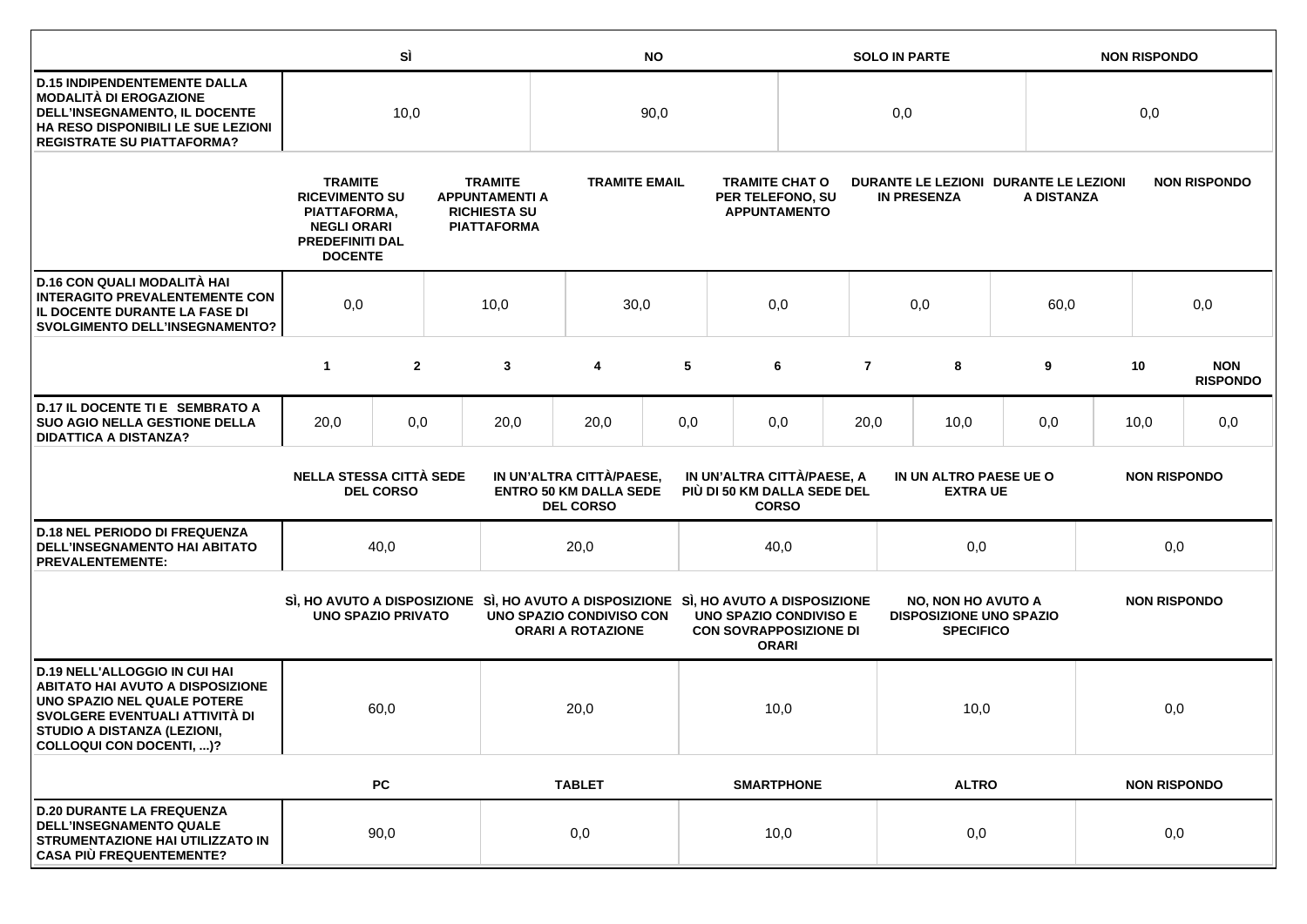| | SÌ | NO | SOLO IN PARTE | NON RISPONDO |
|---|---|---|---|---|
| **D.15 INDIPENDENTEMENTE DALLA MODALITÀ DI EROGAZIONE DELL'INSEGNAMENTO, IL DOCENTE HA RESO DISPONIBILI LE SUE LEZIONI REGISTRATE SU PIATTAFORMA?** | 10,0 | 90,0 | 0,0 | 0,0 |

| | TRAMITE RICEVIMENTO SU PIATTAFORMA, NEGLI ORARI PREDEFINITI DAL DOCENTE | TRAMITE APPUNTAMENTI A RICHIESTA SU PIATTAFORMA | TRAMITE EMAIL | TRAMITE CHAT O PER TELEFONO, SU APPUNTAMENTO | DURANTE LE LEZIONI IN PRESENZA | DURANTE LE LEZIONI A DISTANZA | NON RISPONDO |
|---|---|---|---|---|---|---|---|
| **D.16 CON QUALI MODALITÀ HAI INTERAGITO PREVALENTEMENTE CON IL DOCENTE DURANTE LA FASE DI SVOLGIMENTO DELL'INSEGNAMENTO?** | 0,0 | 10,0 | 30,0 | 0,0 | 0,0 | 60,0 | 0,0 |

| | 1 | 2 | 3 | 4 | 5 | 6 | 7 | 8 | 9 | 10 | NON RISPONDO |
|---|---|---|---|---|---|---|---|---|---|---|---|
| **D.17 IL DOCENTE TI E SEMBRATO A SUO AGIO NELLA GESTIONE DELLA DIDATTICA A DISTANZA?** | 20,0 | 0,0 | 20,0 | 20,0 | 0,0 | 0,0 | 20,0 | 10,0 | 0,0 | 10,0 | 0,0 |

| | NELLA STESSA CITTÀ SEDE DEL CORSO | IN UN'ALTRA CITTÀ/PAESE, ENTRO 50 KM DALLA SEDE DEL CORSO | IN UN'ALTRA CITTÀ/PAESE, A PIÙ DI 50 KM DALLA SEDE DEL CORSO | IN UN ALTRO PAESE UE O EXTRA UE | NON RISPONDO |
|---|---|---|---|---|---|
| **D.18 NEL PERIODO DI FREQUENZA DELL'INSEGNAMENTO HAI ABITATO PREVALENTEMENTE:** | 40,0 | 20,0 | 40,0 | 0,0 | 0,0 |

| | SÌ, HO AVUTO A DISPOSIZIONE UNO SPAZIO PRIVATO | SÌ, HO AVUTO A DISPOSIZIONE UNO SPAZIO CONDIVISO CON ORARI A ROTAZIONE | SÌ, HO AVUTO A DISPOSIZIONE UNO SPAZIO CONDIVISO E CON SOVRAPPOSIZIONE DI ORARI | NO, NON HO AVUTO A DISPOSIZIONE UNO SPAZIO SPECIFICO | NON RISPONDO |
|---|---|---|---|---|---|
| **D.19 NELL'ALLOGGIO IN CUI HAI ABITATO HAI AVUTO A DISPOSIZIONE UNO SPAZIO NEL QUALE POTERE SVOLGERE EVENTUALI ATTIVITÀ DI STUDIO A DISTANZA (LEZIONI, COLLOQUI CON DOCENTI, ...)?** | 60,0 | 20,0 | 10,0 | 10,0 | 0,0 |

| | PC | TABLET | SMARTPHONE | ALTRO | NON RISPONDO |
|---|---|---|---|---|---|
| **D.20 DURANTE LA FREQUENZA DELL'INSEGNAMENTO QUALE STRUMENTAZIONE HAI UTILIZZATO IN CASA PIÙ FREQUENTEMENTE?** | 90,0 | 0,0 | 10,0 | 0,0 | 0,0 |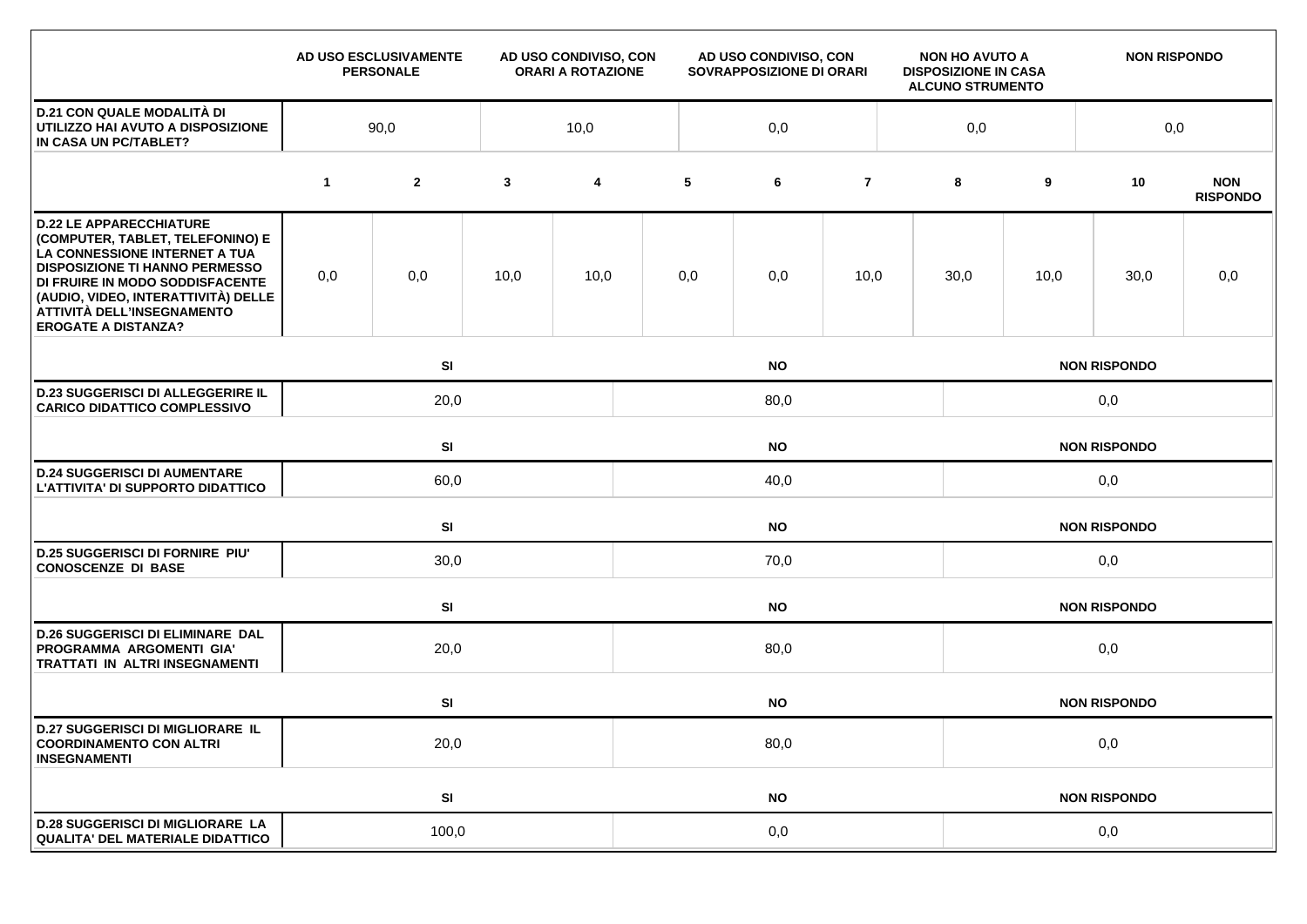| | AD USO ESCLUSIVAMENTE PERSONALE | AD USO CONDIVISO, CON ORARI A ROTAZIONE | AD USO CONDIVISO, CON SOVRAPPOSIZIONE DI ORARI | NON HO AVUTO A DISPOSIZIONE IN CASA ALCUNO STRUMENTO | NON RISPONDO |
|---|---|---|---|---|---|
| **D.21 CON QUALE MODALITÀ DI UTILIZZO HAI AVUTO A DISPOSIZIONE IN CASA UN PC/TABLET?** | 90,0 | 10,0 | 0,0 | 0,0 | 0,0 |

| | 1 | 2 | 3 | 4 | 5 | 6 | 7 | 8 | 9 | 10 | NON RISPONDO |
|---|---|---|---|---|---|---|---|---|---|---|---|
| **D.22 LE APPARECCHIATURE (COMPUTER, TABLET, TELEFONINO) E LA CONNESSIONE INTERNET A TUA DISPOSIZIONE TI HANNO PERMESSO DI FRUIRE IN MODO SODDISFACENTE (AUDIO, VIDEO, INTERATTIVITÀ) DELLE ATTIVITÀ DELL'INSEGNAMENTO EROGATE A DISTANZA?** | 0,0 | 0,0 | 10,0 | 10,0 | 0,0 | 0,0 | 10,0 | 30,0 | 10,0 | 30,0 | 0,0 |

| | SI | NO | NON RISPONDO |
|---|---|---|---|
| **D.23 SUGGERISCI DI ALLEGGERIRE IL CARICO DIDATTICO COMPLESSIVO** | 20,0 | 80,0 | 0,0 |
| **D.24 SUGGERISCI DI AUMENTARE L'ATTIVITA' DI SUPPORTO DIDATTICO** | 60,0 | 40,0 | 0,0 |
| **D.25 SUGGERISCI DI FORNIRE PIU' CONOSCENZE DI BASE** | 30,0 | 70,0 | 0,0 |
| **D.26 SUGGERISCI DI ELIMINARE DAL PROGRAMMA ARGOMENTI GIA' TRATTATI IN ALTRI INSEGNAMENTI** | 20,0 | 80,0 | 0,0 |
| **D.27 SUGGERISCI DI MIGLIORARE IL COORDINAMENTO CON ALTRI INSEGNAMENTI** | 20,0 | 80,0 | 0,0 |
| **D.28 SUGGERISCI DI MIGLIORARE LA QUALITA' DEL MATERIALE DIDATTICO** | 100,0 | 0,0 | 0,0 |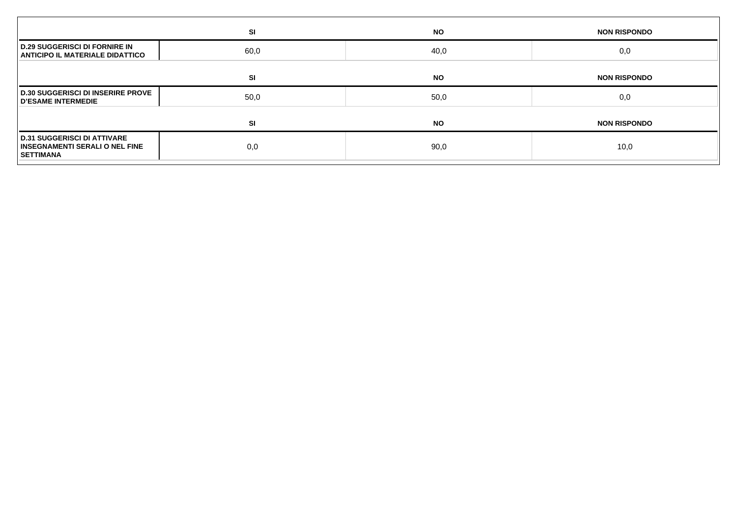| | SI | NO | NON RISPONDO |
|---|---|---|---|
| **D.29 SUGGERISCI DI FORNIRE IN ANTICIPO IL MATERIALE DIDATTICO** | 60,0 | 40,0 | 0,0 |

| | SI | NO | NON RISPONDO |
|---|---|---|---|
| **D.30 SUGGERISCI DI INSERIRE PROVE D'ESAME INTERMEDIE** | 50,0 | 50,0 | 0,0 |

| | SI | NO | NON RISPONDO |
|---|---|---|---|
| **D.31 SUGGERISCI DI ATTIVARE INSEGNAMENTI SERALI O NEL FINE SETTIMANA** | 0,0 | 90,0 | 10,0 |